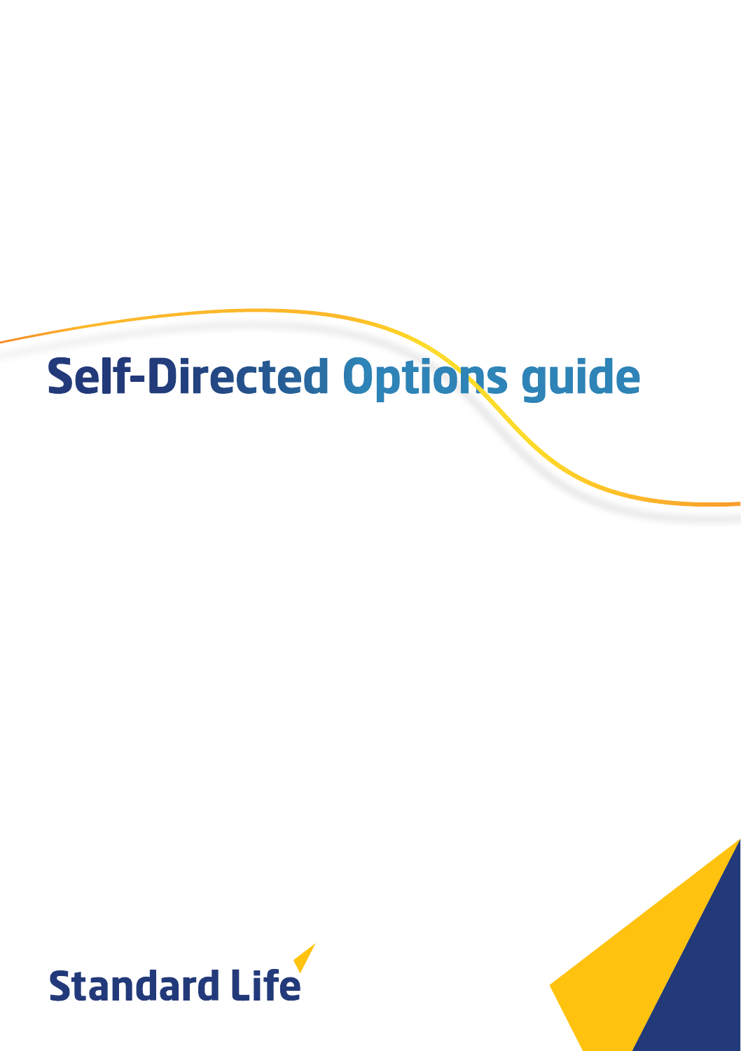# Self-Directed Options guide

Standard Life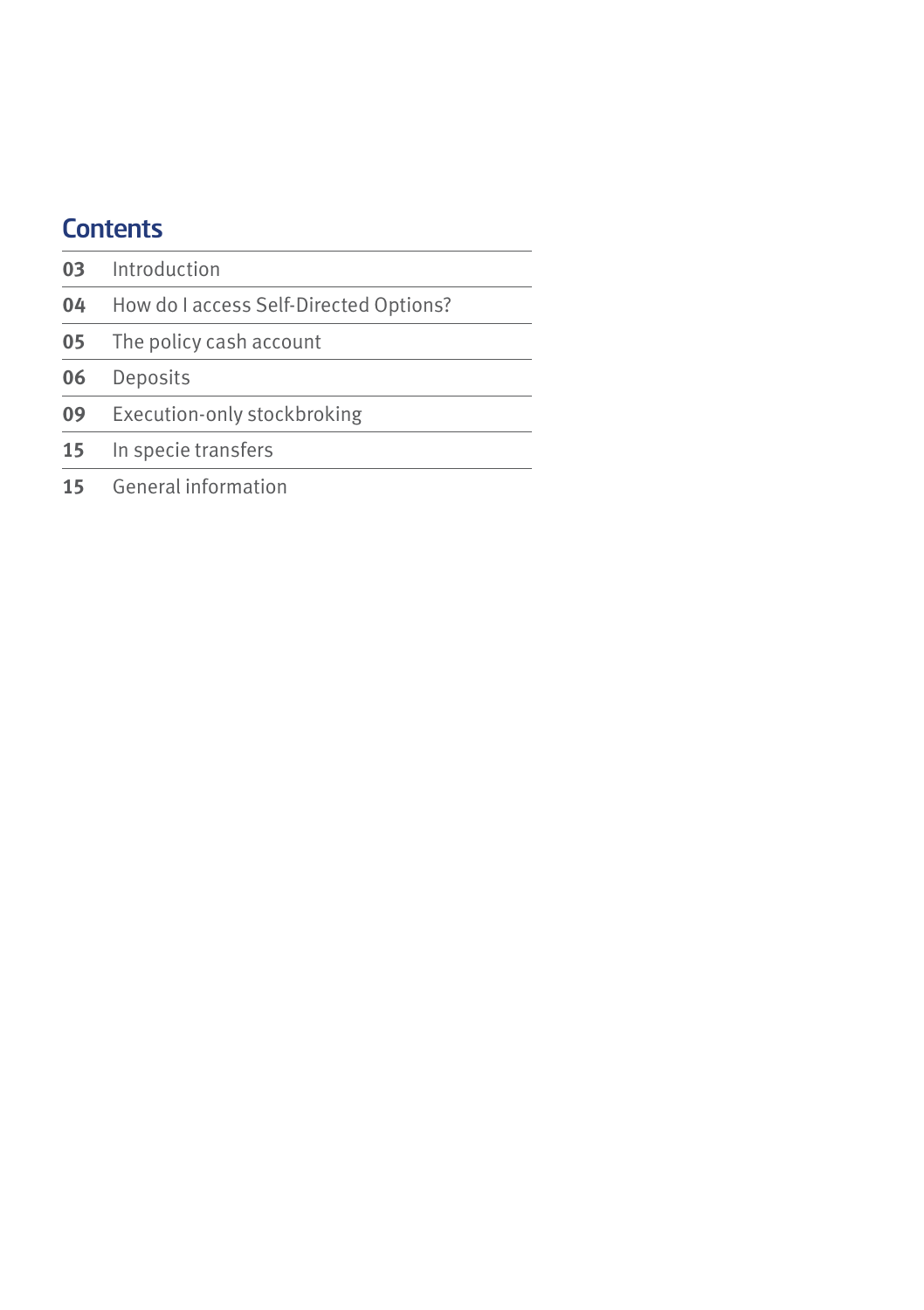## Contents

| | |
|---|---|
| 03 | Introduction |
| 04 | How do I access Self-Directed Options? |
| 05 | The policy cash account |
| 06 | Deposits |
| 09 | Execution-only stockbroking |
| 15 | In specie transfers |
| 15 | General information |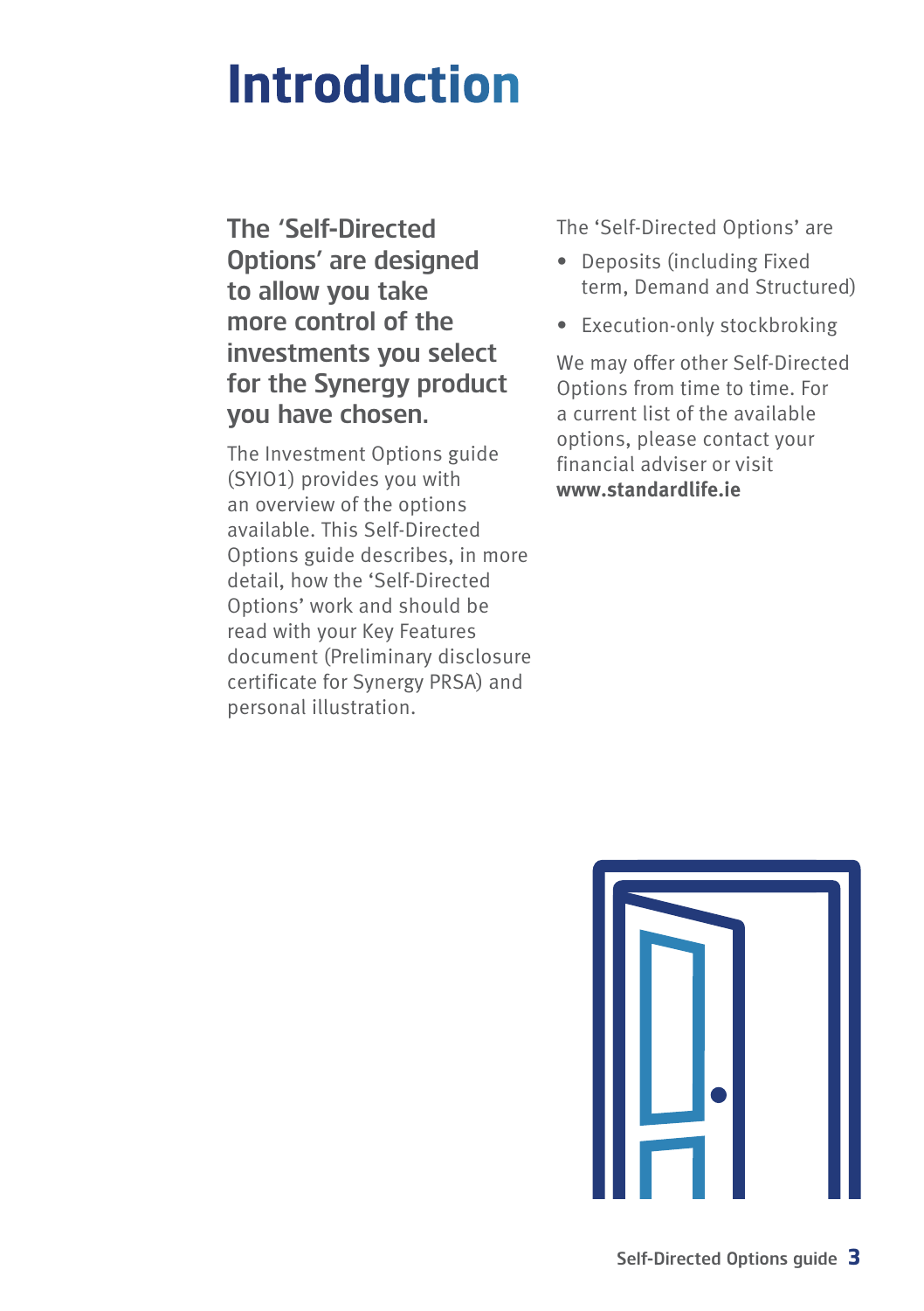# Introduction

**The 'Self-Directed Options' are designed to allow you take more control of the investments you select for the Synergy product you have chosen.**

The Investment Options guide (SYIO1) provides you with an overview of the options available. This Self-Directed Options guide describes, in more detail, how the 'Self-Directed Options' work and should be read with your Key Features document (Preliminary disclosure certificate for Synergy PRSA) and personal illustration.

The 'Self-Directed Options' are

- Deposits (including Fixed term, Demand and Structured)
- Execution-only stockbroking

We may offer other Self-Directed Options from time to time. For a current list of the available options, please contact your financial adviser or visit **www.standardlife.ie**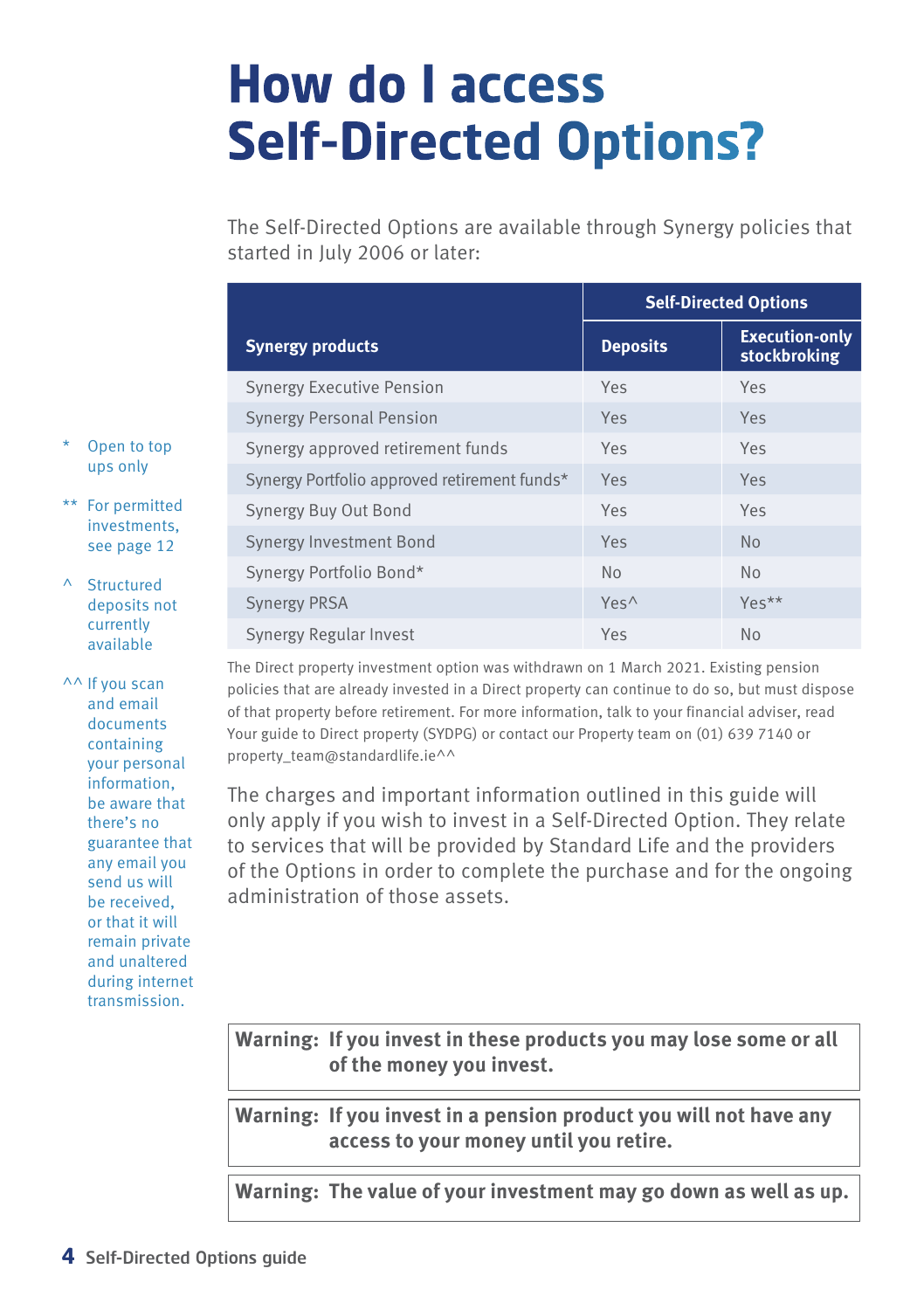# How do I access Self-Directed Options?

The Self-Directed Options are available through Synergy policies that started in July 2006 or later:

| Synergy products | Self-Directed Options | |
|---|---|---|
| | Deposits | Execution-only stockbroking |
| Synergy Executive Pension | Yes | Yes |
| Synergy Personal Pension | Yes | Yes |
| Synergy approved retirement funds | Yes | Yes |
| Synergy Portfolio approved retirement funds* | Yes | Yes |
| Synergy Buy Out Bond | Yes | Yes |
| Synergy Investment Bond | Yes | No |
| Synergy Portfolio Bond* | No | No |
| Synergy PRSA | Yes^ | Yes** |
| Synergy Regular Invest | Yes | No |

The Direct property investment option was withdrawn on 1 March 2021. Existing pension policies that are already invested in a Direct property can continue to do so, but must dispose of that property before retirement. For more information, talk to your financial adviser, read Your guide to Direct property (SYDPG) or contact our Property team on (01) 639 7140 or property_team@standardlife.ie^^

The charges and important information outlined in this guide will only apply if you wish to invest in a Self-Directed Option. They relate to services that will be provided by Standard Life and the providers of the Options in order to complete the purchase and for the ongoing administration of those assets.

\* Open to top ups only

\*\* For permitted investments, see page 12

^ Structured deposits not currently available

^^ If you scan and email documents containing your personal information, be aware that there's no guarantee that any email you send us will be received, or that it will remain private and unaltered during internet transmission.

**Warning: If you invest in these products you may lose some or all of the money you invest.**

**Warning: If you invest in a pension product you will not have any access to your money until you retire.**

**Warning: The value of your investment may go down as well as up.**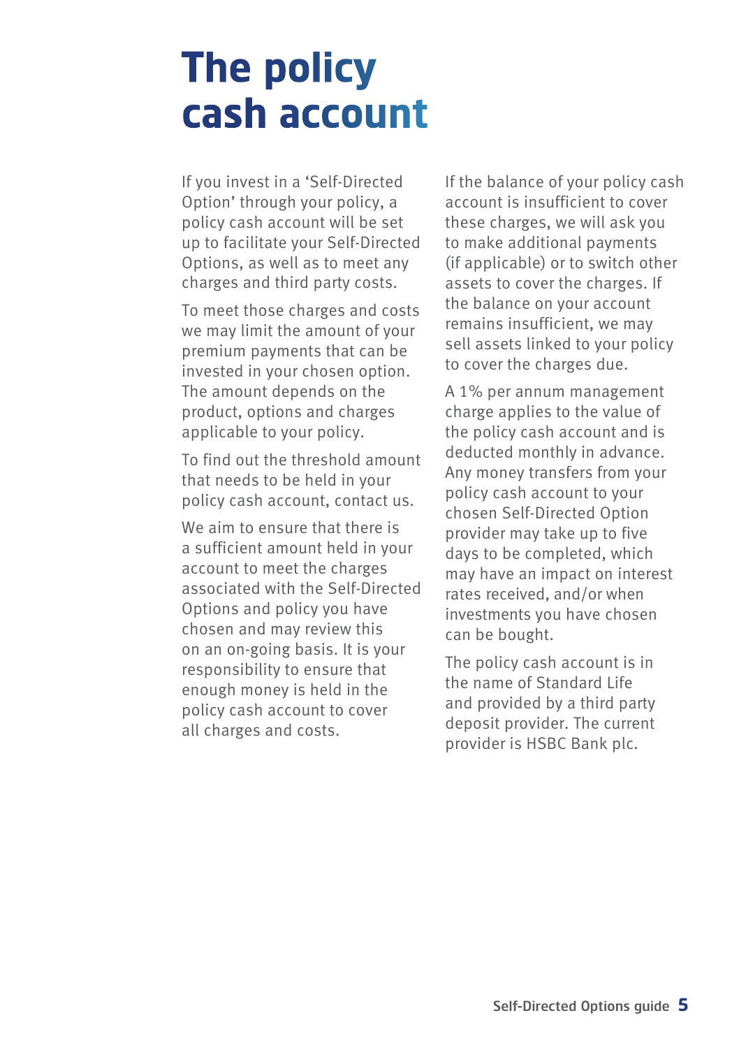# The policy cash account

If you invest in a 'Self-Directed Option' through your policy, a policy cash account will be set up to facilitate your Self-Directed Options, as well as to meet any charges and third party costs.

To meet those charges and costs we may limit the amount of your premium payments that can be invested in your chosen option. The amount depends on the product, options and charges applicable to your policy.

To find out the threshold amount that needs to be held in your policy cash account, contact us.

We aim to ensure that there is a sufficient amount held in your account to meet the charges associated with the Self-Directed Options and policy you have chosen and may review this on an on-going basis. It is your responsibility to ensure that enough money is held in the policy cash account to cover all charges and costs.

If the balance of your policy cash account is insufficient to cover these charges, we will ask you to make additional payments (if applicable) or to switch other assets to cover the charges. If the balance on your account remains insufficient, we may sell assets linked to your policy to cover the charges due.

A 1% per annum management charge applies to the value of the policy cash account and is deducted monthly in advance. Any money transfers from your policy cash account to your chosen Self-Directed Option provider may take up to five days to be completed, which may have an impact on interest rates received, and/or when investments you have chosen can be bought.

The policy cash account is in the name of Standard Life and provided by a third party deposit provider. The current provider is HSBC Bank plc.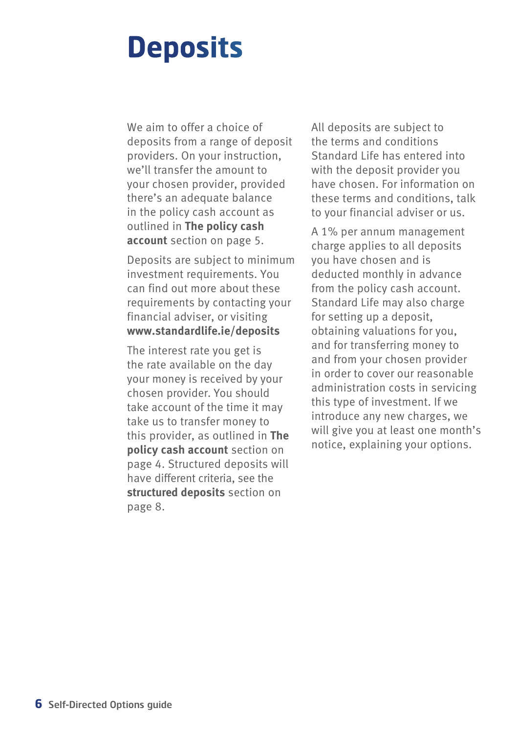# Deposits

We aim to offer a choice of deposits from a range of deposit providers. On your instruction, we'll transfer the amount to your chosen provider, provided there's an adequate balance in the policy cash account as outlined in **The policy cash account** section on page 5.

Deposits are subject to minimum investment requirements. You can find out more about these requirements by contacting your financial adviser, or visiting **www.standardlife.ie/deposits**

The interest rate you get is the rate available on the day your money is received by your chosen provider. You should take account of the time it may take us to transfer money to this provider, as outlined in **The policy cash account** section on page 4. Structured deposits will have different criteria, see the **structured deposits** section on page 8.

All deposits are subject to the terms and conditions Standard Life has entered into with the deposit provider you have chosen. For information on these terms and conditions, talk to your financial adviser or us.

A 1% per annum management charge applies to all deposits you have chosen and is deducted monthly in advance from the policy cash account. Standard Life may also charge for setting up a deposit, obtaining valuations for you, and for transferring money to and from your chosen provider in order to cover our reasonable administration costs in servicing this type of investment. If we introduce any new charges, we will give you at least one month's notice, explaining your options.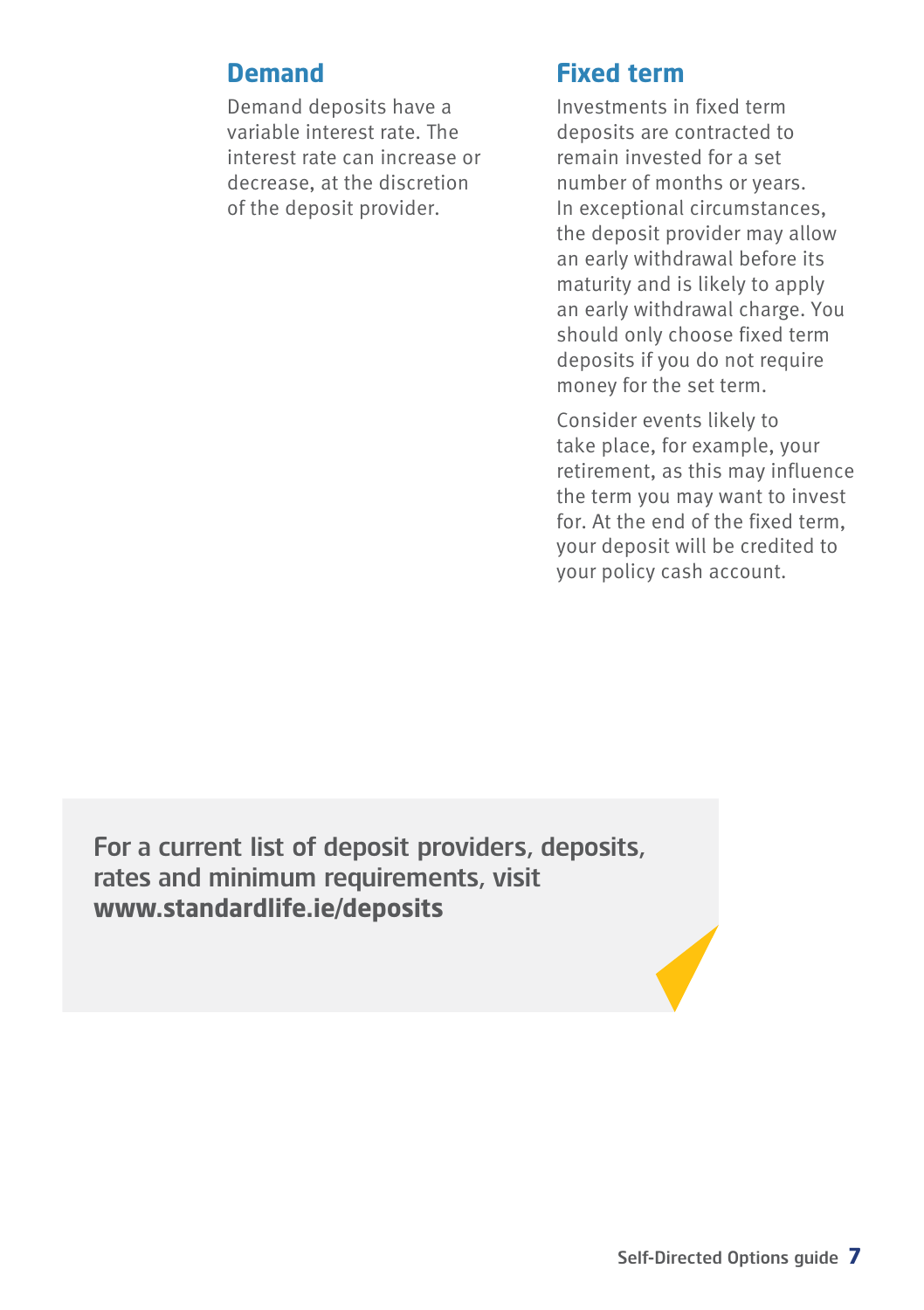## Demand

Demand deposits have a variable interest rate. The interest rate can increase or decrease, at the discretion of the deposit provider.

## Fixed term

Investments in fixed term deposits are contracted to remain invested for a set number of months or years. In exceptional circumstances, the deposit provider may allow an early withdrawal before its maturity and is likely to apply an early withdrawal charge. You should only choose fixed term deposits if you do not require money for the set term.

Consider events likely to take place, for example, your retirement, as this may influence the term you may want to invest for. At the end of the fixed term, your deposit will be credited to your policy cash account.

**For a current list of deposit providers, deposits, rates and minimum requirements, visit www.standardlife.ie/deposits**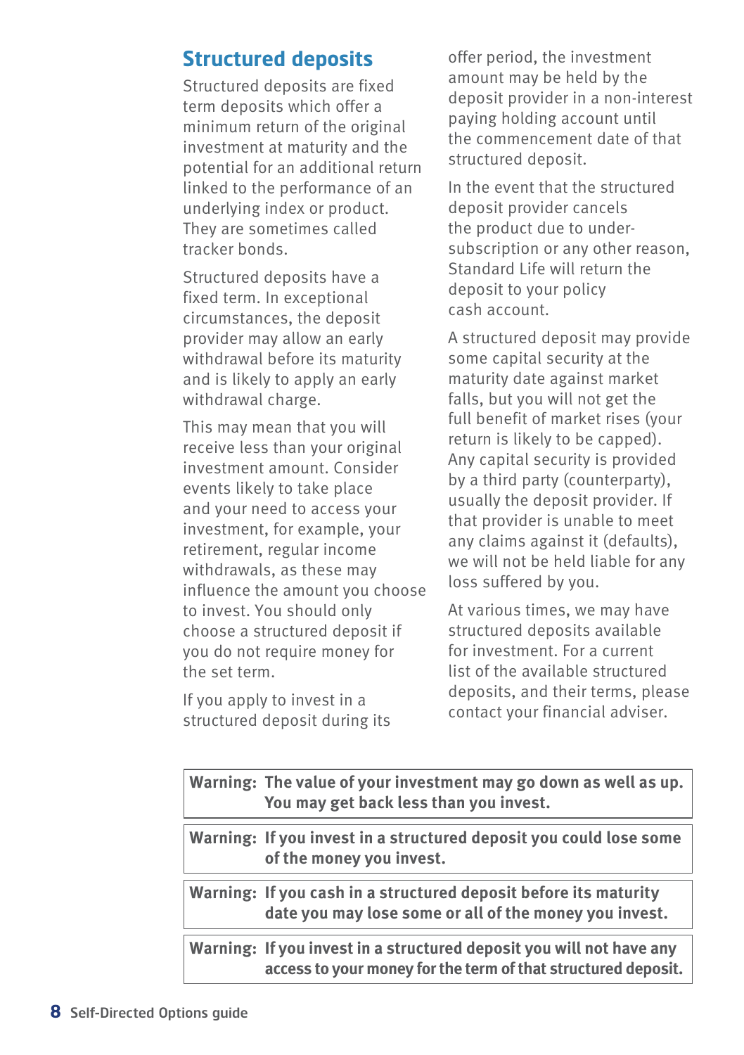## Structured deposits

Structured deposits are fixed term deposits which offer a minimum return of the original investment at maturity and the potential for an additional return linked to the performance of an underlying index or product. They are sometimes called tracker bonds.

Structured deposits have a fixed term. In exceptional circumstances, the deposit provider may allow an early withdrawal before its maturity and is likely to apply an early withdrawal charge.

This may mean that you will receive less than your original investment amount. Consider events likely to take place and your need to access your investment, for example, your retirement, regular income withdrawals, as these may influence the amount you choose to invest. You should only choose a structured deposit if you do not require money for the set term.

If you apply to invest in a structured deposit during its offer period, the investment amount may be held by the deposit provider in a non-interest paying holding account until the commencement date of that structured deposit.

In the event that the structured deposit provider cancels the product due to under-subscription or any other reason, Standard Life will return the deposit to your policy cash account.

A structured deposit may provide some capital security at the maturity date against market falls, but you will not get the full benefit of market rises (your return is likely to be capped). Any capital security is provided by a third party (counterparty), usually the deposit provider. If that provider is unable to meet any claims against it (defaults), we will not be held liable for any loss suffered by you.

At various times, we may have structured deposits available for investment. For a current list of the available structured deposits, and their terms, please contact your financial adviser.

**Warning: The value of your investment may go down as well as up. You may get back less than you invest.**

**Warning: If you invest in a structured deposit you could lose some of the money you invest.**

**Warning: If you cash in a structured deposit before its maturity date you may lose some or all of the money you invest.**

**Warning: If you invest in a structured deposit you will not have any access to your money for the term of that structured deposit.**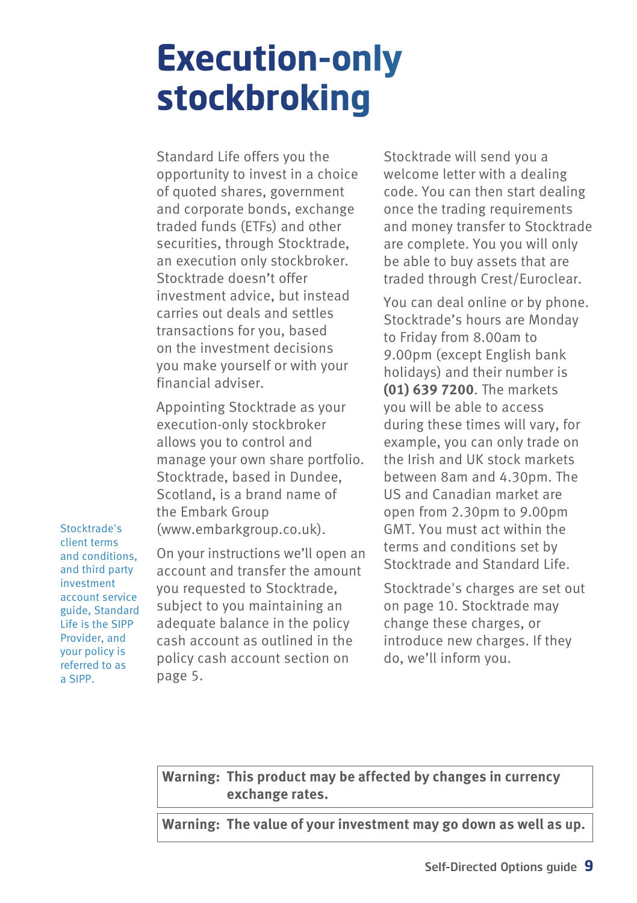# Execution-only stockbroking

Standard Life offers you the opportunity to invest in a choice of quoted shares, government and corporate bonds, exchange traded funds (ETFs) and other securities, through Stocktrade, an execution only stockbroker. Stocktrade doesn't offer investment advice, but instead carries out deals and settles transactions for you, based on the investment decisions you make yourself or with your financial adviser.

Appointing Stocktrade as your execution-only stockbroker allows you to control and manage your own share portfolio. Stocktrade, based in Dundee, Scotland, is a brand name of the Embark Group (www.embarkgroup.co.uk).

Stocktrade's client terms and conditions, and third party investment account service guide, Standard Life is the SIPP Provider, and your policy is referred to as a SIPP.

On your instructions we'll open an account and transfer the amount you requested to Stocktrade, subject to you maintaining an adequate balance in the policy cash account as outlined in the policy cash account section on page 5.

Stocktrade will send you a welcome letter with a dealing code. You can then start dealing once the trading requirements and money transfer to Stocktrade are complete. You you will only be able to buy assets that are traded through Crest/Euroclear.

You can deal online or by phone. Stocktrade's hours are Monday to Friday from 8.00am to 9.00pm (except English bank holidays) and their number is **(01) 639 7200**. The markets you will be able to access during these times will vary, for example, you can only trade on the Irish and UK stock markets between 8am and 4.30pm. The US and Canadian market are open from 2.30pm to 9.00pm GMT. You must act within the terms and conditions set by Stocktrade and Standard Life.

Stocktrade's charges are set out on page 10. Stocktrade may change these charges, or introduce new charges. If they do, we'll inform you.

**Warning: This product may be affected by changes in currency exchange rates.**

**Warning: The value of your investment may go down as well as up.**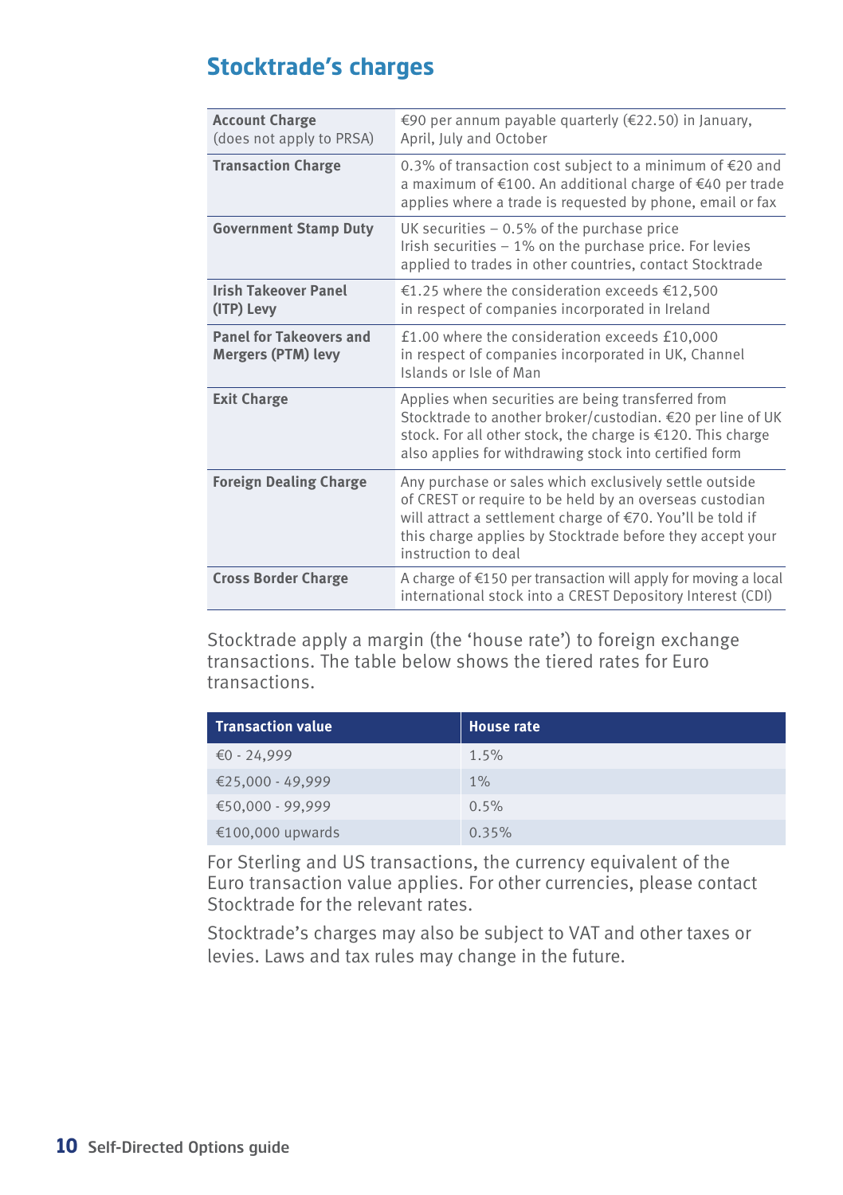## Stocktrade's charges

| | |
|---|---|
| **Account Charge** (does not apply to PRSA) | €90 per annum payable quarterly (€22.50) in January, April, July and October |
| **Transaction Charge** | 0.3% of transaction cost subject to a minimum of €20 and a maximum of €100. An additional charge of €40 per trade applies where a trade is requested by phone, email or fax |
| **Government Stamp Duty** | UK securities – 0.5% of the purchase price<br>Irish securities – 1% on the purchase price. For levies applied to trades in other countries, contact Stocktrade |
| **Irish Takeover Panel (ITP) Levy** | €1.25 where the consideration exceeds €12,500 in respect of companies incorporated in Ireland |
| **Panel for Takeovers and Mergers (PTM) levy** | £1.00 where the consideration exceeds £10,000 in respect of companies incorporated in UK, Channel Islands or Isle of Man |
| **Exit Charge** | Applies when securities are being transferred from Stocktrade to another broker/custodian. €20 per line of UK stock. For all other stock, the charge is €120. This charge also applies for withdrawing stock into certified form |
| **Foreign Dealing Charge** | Any purchase or sales which exclusively settle outside of CREST or require to be held by an overseas custodian will attract a settlement charge of €70. You'll be told if this charge applies by Stocktrade before they accept your instruction to deal |
| **Cross Border Charge** | A charge of €150 per transaction will apply for moving a local international stock into a CREST Depository Interest (CDI) |

Stocktrade apply a margin (the 'house rate') to foreign exchange transactions. The table below shows the tiered rates for Euro transactions.

| Transaction value | House rate |
|---|---|
| €0 - 24,999 | 1.5% |
| €25,000 - 49,999 | 1% |
| €50,000 - 99,999 | 0.5% |
| €100,000 upwards | 0.35% |

For Sterling and US transactions, the currency equivalent of the Euro transaction value applies. For other currencies, please contact Stocktrade for the relevant rates.

Stocktrade's charges may also be subject to VAT and other taxes or levies. Laws and tax rules may change in the future.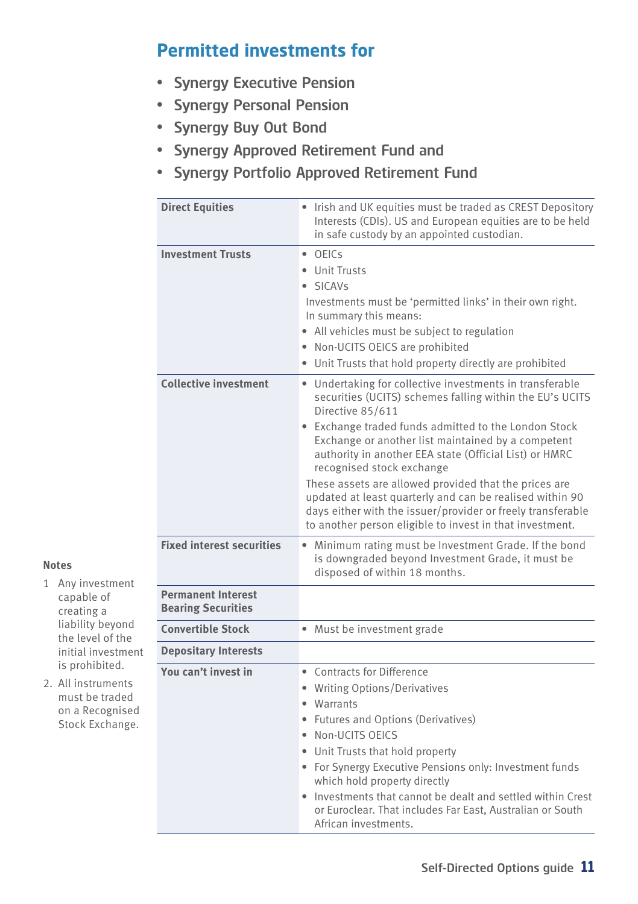## Permitted investments for

- Synergy Executive Pension
- Synergy Personal Pension
- Synergy Buy Out Bond
- Synergy Approved Retirement Fund and
- Synergy Portfolio Approved Retirement Fund

| | |
|---|---|
| **Direct Equities** | • Irish and UK equities must be traded as CREST Depository Interests (CDIs). US and European equities are to be held in safe custody by an appointed custodian. |
| **Investment Trusts** | • OEICs<br>• Unit Trusts<br>• SICAVs<br>Investments must be 'permitted links' in their own right. In summary this means:<br>• All vehicles must be subject to regulation<br>• Non-UCITS OEICS are prohibited<br>• Unit Trusts that hold property directly are prohibited |
| **Collective investment** | • Undertaking for collective investments in transferable securities (UCITS) schemes falling within the EU's UCITS Directive 85/611<br>• Exchange traded funds admitted to the London Stock Exchange or another list maintained by a competent authority in another EEA state (Official List) or HMRC recognised stock exchange<br>These assets are allowed provided that the prices are updated at least quarterly and can be realised within 90 days either with the issuer/provider or freely transferable to another person eligible to invest in that investment. |
| **Fixed interest securities** | • Minimum rating must be Investment Grade. If the bond is downgraded beyond Investment Grade, it must be disposed of within 18 months. |
| **Permanent Interest Bearing Securities** | |
| **Convertible Stock** | • Must be investment grade |
| **Depositary Interests** | |
| **You can't invest in** | • Contracts for Difference<br>• Writing Options/Derivatives<br>• Warrants<br>• Futures and Options (Derivatives)<br>• Non-UCITS OEICS<br>• Unit Trusts that hold property<br>• For Synergy Executive Pensions only: Investment funds which hold property directly<br>• Investments that cannot be dealt and settled within Crest or Euroclear. That includes Far East, Australian or South African investments. |

**Notes**

1. Any investment capable of creating a liability beyond the level of the initial investment is prohibited.
2. All instruments must be traded on a Recognised Stock Exchange.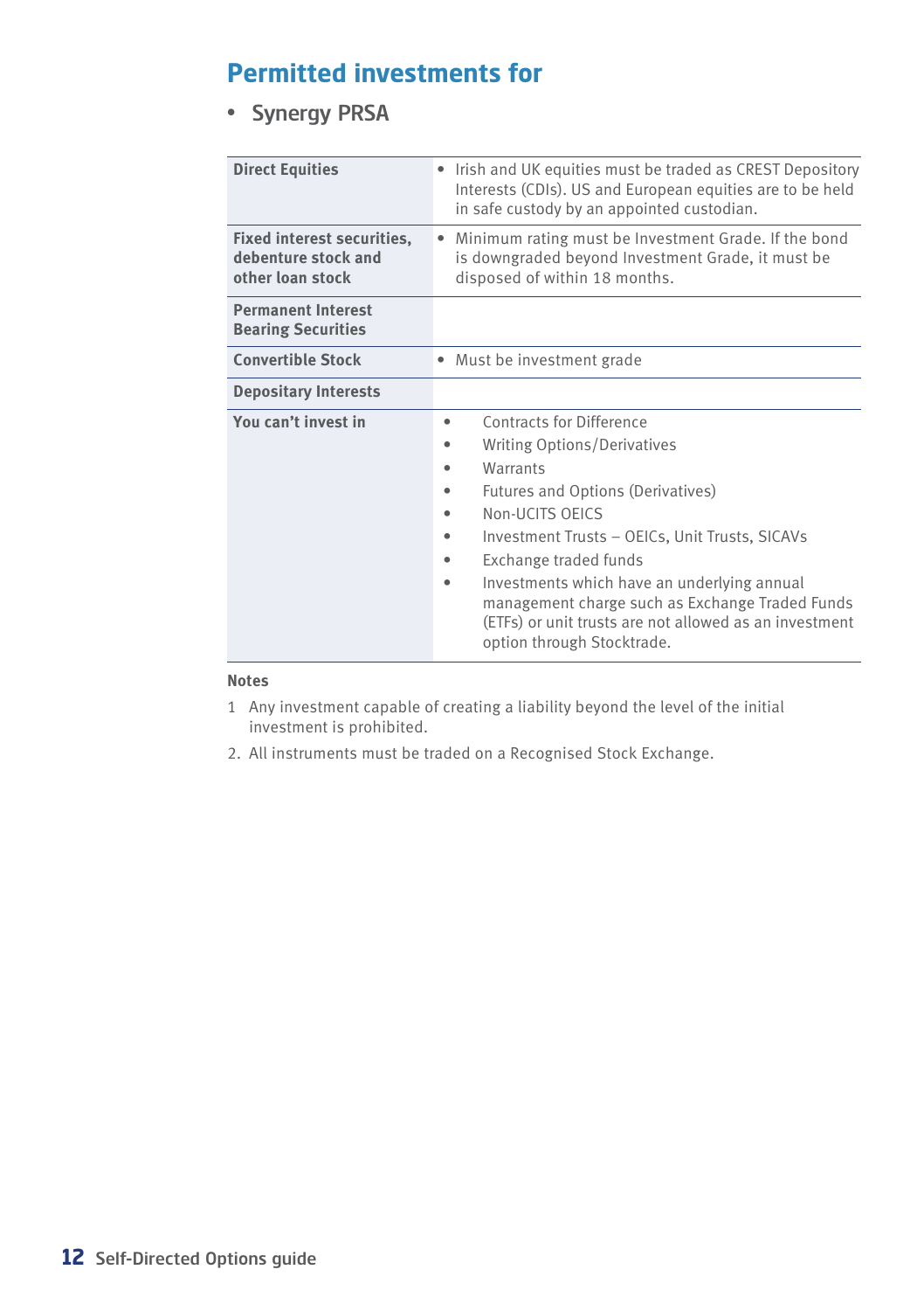## Permitted investments for

- Synergy PRSA

| | |
|---|---|
| **Direct Equities** | • Irish and UK equities must be traded as CREST Depository Interests (CDIs). US and European equities are to be held in safe custody by an appointed custodian. |
| **Fixed interest securities, debenture stock and other loan stock** | • Minimum rating must be Investment Grade. If the bond is downgraded beyond Investment Grade, it must be disposed of within 18 months. |
| **Permanent Interest Bearing Securities** | |
| **Convertible Stock** | • Must be investment grade |
| **Depositary Interests** | |
| **You can't invest in** | • Contracts for Difference<br>• Writing Options/Derivatives<br>• Warrants<br>• Futures and Options (Derivatives)<br>• Non-UCITS OEICS<br>• Investment Trusts – OEICs, Unit Trusts, SICAVs<br>• Exchange traded funds<br>• Investments which have an underlying annual management charge such as Exchange Traded Funds (ETFs) or unit trusts are not allowed as an investment option through Stocktrade. |

**Notes**

1 Any investment capable of creating a liability beyond the level of the initial investment is prohibited.

2. All instruments must be traded on a Recognised Stock Exchange.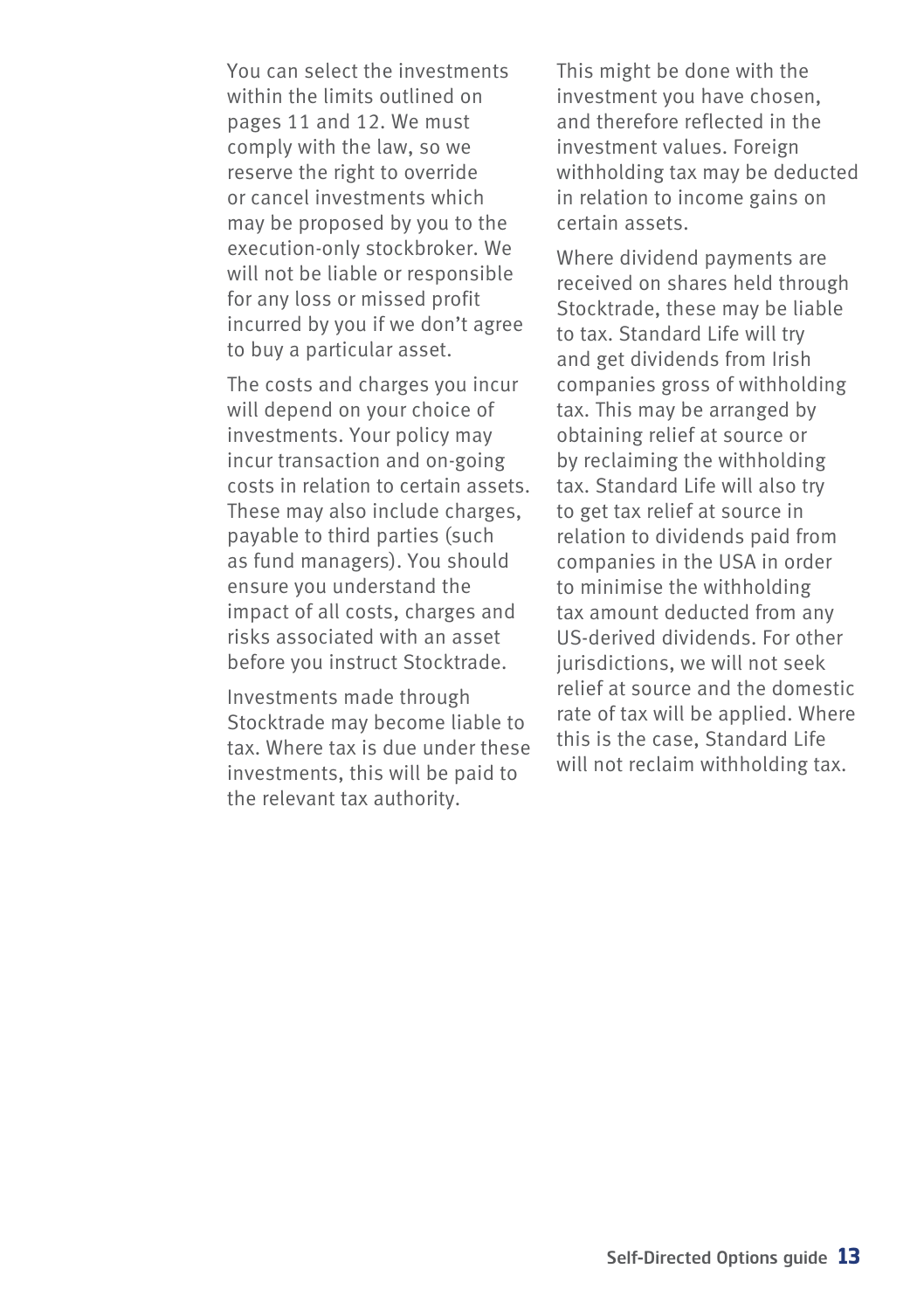You can select the investments within the limits outlined on pages 11 and 12. We must comply with the law, so we reserve the right to override or cancel investments which may be proposed by you to the execution-only stockbroker. We will not be liable or responsible for any loss or missed profit incurred by you if we don't agree to buy a particular asset.

The costs and charges you incur will depend on your choice of investments. Your policy may incur transaction and on-going costs in relation to certain assets. These may also include charges, payable to third parties (such as fund managers). You should ensure you understand the impact of all costs, charges and risks associated with an asset before you instruct Stocktrade.

Investments made through Stocktrade may become liable to tax. Where tax is due under these investments, this will be paid to the relevant tax authority. This might be done with the investment you have chosen, and therefore reflected in the investment values. Foreign withholding tax may be deducted in relation to income gains on certain assets.

Where dividend payments are received on shares held through Stocktrade, these may be liable to tax. Standard Life will try and get dividends from Irish companies gross of withholding tax. This may be arranged by obtaining relief at source or by reclaiming the withholding tax. Standard Life will also try to get tax relief at source in relation to dividends paid from companies in the USA in order to minimise the withholding tax amount deducted from any US-derived dividends. For other jurisdictions, we will not seek relief at source and the domestic rate of tax will be applied. Where this is the case, Standard Life will not reclaim withholding tax.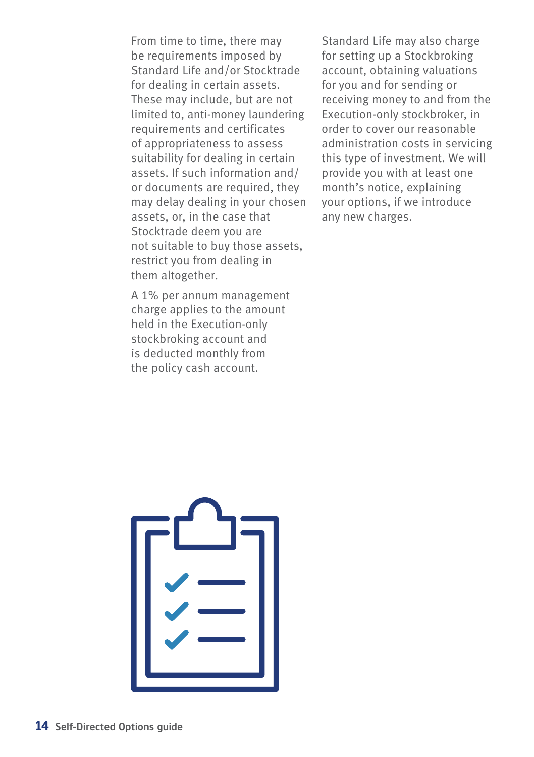From time to time, there may be requirements imposed by Standard Life and/or Stocktrade for dealing in certain assets. These may include, but are not limited to, anti-money laundering requirements and certificates of appropriateness to assess suitability for dealing in certain assets. If such information and/or documents are required, they may delay dealing in your chosen assets, or, in the case that Stocktrade deem you are not suitable to buy those assets, restrict you from dealing in them altogether.

A 1% per annum management charge applies to the amount held in the Execution-only stockbroking account and is deducted monthly from the policy cash account.

Standard Life may also charge for setting up a Stockbroking account, obtaining valuations for you and for sending or receiving money to and from the Execution-only stockbroker, in order to cover our reasonable administration costs in servicing this type of investment. We will provide you with at least one month's notice, explaining your options, if we introduce any new charges.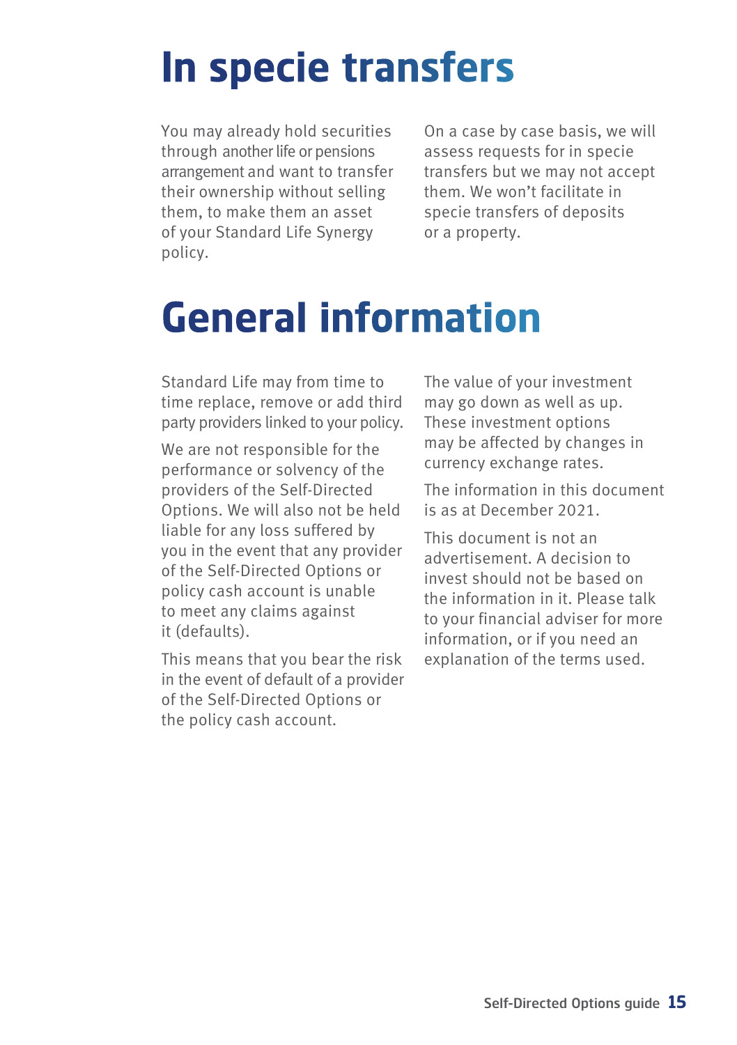# In specie transfers

You may already hold securities through another life or pensions arrangement and want to transfer their ownership without selling them, to make them an asset of your Standard Life Synergy policy.

On a case by case basis, we will assess requests for in specie transfers but we may not accept them. We won't facilitate in specie transfers of deposits or a property.

# General information

Standard Life may from time to time replace, remove or add third party providers linked to your policy.

We are not responsible for the performance or solvency of the providers of the Self-Directed Options. We will also not be held liable for any loss suffered by you in the event that any provider of the Self-Directed Options or policy cash account is unable to meet any claims against it (defaults).

This means that you bear the risk in the event of default of a provider of the Self-Directed Options or the policy cash account.

The value of your investment may go down as well as up. These investment options may be affected by changes in currency exchange rates.

The information in this document is as at December 2021.

This document is not an advertisement. A decision to invest should not be based on the information in it. Please talk to your financial adviser for more information, or if you need an explanation of the terms used.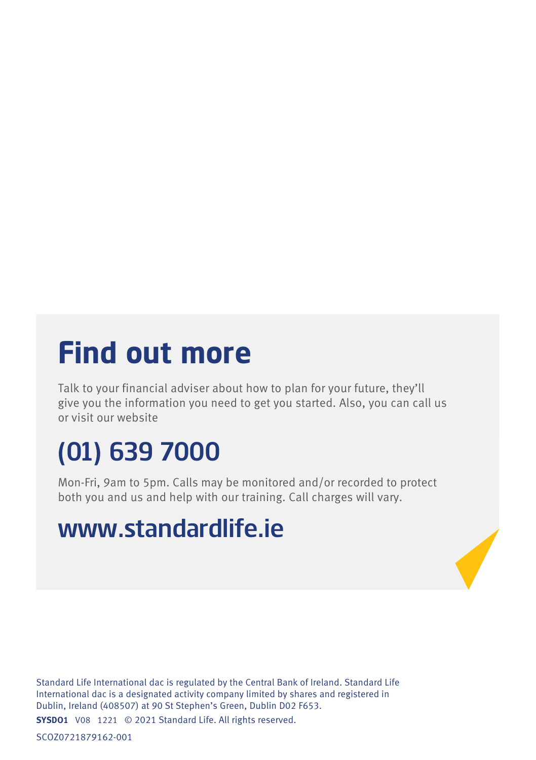# Find out more

Talk to your financial adviser about how to plan for your future, they'll give you the information you need to get you started. Also, you can call us or visit our website

## (01) 639 7000

Mon-Fri, 9am to 5pm. Calls may be monitored and/or recorded to protect both you and us and help with our training. Call charges will vary.

## www.standardlife.ie

Standard Life International dac is regulated by the Central Bank of Ireland. Standard Life International dac is a designated activity company limited by shares and registered in Dublin, Ireland (408507) at 90 St Stephen's Green, Dublin D02 F653.

**SYSDO1** V08 1221 © 2021 Standard Life. All rights reserved.

SCOZ0721879162-001